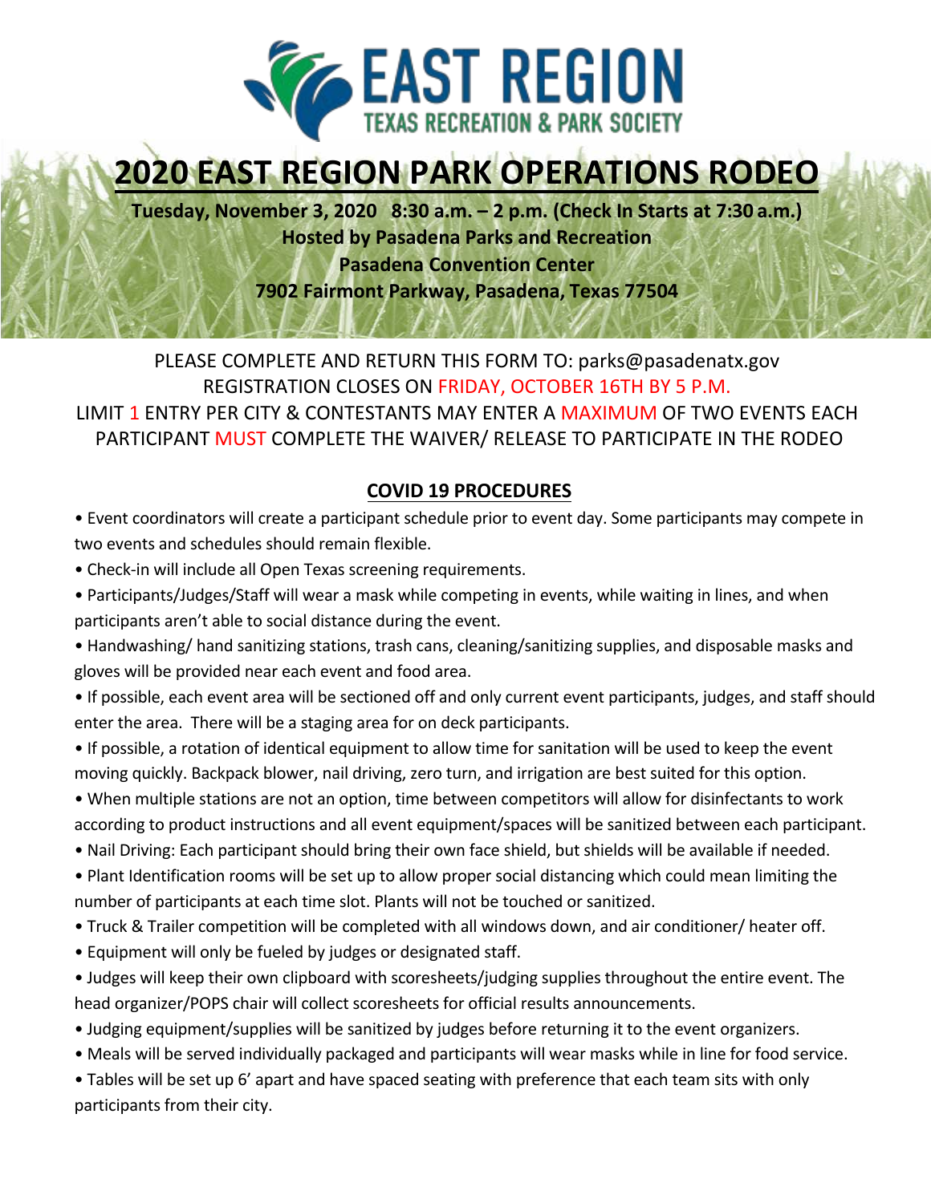EAST REGION
TEXAS RECREATION & PARK SOCIETY

# 2020 EAST REGION PARK OPERATIONS RODEO

**Tuesday, November 3, 2020 8:30 a.m. – 2 p.m. (Check In Starts at 7:30 a.m.)**
**Hosted by Pasadena Parks and Recreation**
**Pasadena Convention Center**
**7902 Fairmont Parkway, Pasadena, Texas 77504**

PLEASE COMPLETE AND RETURN THIS FORM TO: parks@pasadenatx.gov
REGISTRATION CLOSES ON FRIDAY, OCTOBER 16TH BY 5 P.M.
LIMIT 1 ENTRY PER CITY & CONTESTANTS MAY ENTER A MAXIMUM OF TWO EVENTS EACH
PARTICIPANT MUST COMPLETE THE WAIVER/ RELEASE TO PARTICIPATE IN THE RODEO

## COVID 19 PROCEDURES

- Event coordinators will create a participant schedule prior to event day. Some participants may compete in two events and schedules should remain flexible.
- Check-in will include all Open Texas screening requirements.
- Participants/Judges/Staff will wear a mask while competing in events, while waiting in lines, and when participants aren't able to social distance during the event.
- Handwashing/ hand sanitizing stations, trash cans, cleaning/sanitizing supplies, and disposable masks and gloves will be provided near each event and food area.
- If possible, each event area will be sectioned off and only current event participants, judges, and staff should enter the area. There will be a staging area for on deck participants.
- If possible, a rotation of identical equipment to allow time for sanitation will be used to keep the event moving quickly. Backpack blower, nail driving, zero turn, and irrigation are best suited for this option.
- When multiple stations are not an option, time between competitors will allow for disinfectants to work according to product instructions and all event equipment/spaces will be sanitized between each participant.
- Nail Driving: Each participant should bring their own face shield, but shields will be available if needed.
- Plant Identification rooms will be set up to allow proper social distancing which could mean limiting the number of participants at each time slot. Plants will not be touched or sanitized.
- Truck & Trailer competition will be completed with all windows down, and air conditioner/ heater off.
- Equipment will only be fueled by judges or designated staff.
- Judges will keep their own clipboard with scoresheets/judging supplies throughout the entire event. The head organizer/POPS chair will collect scoresheets for official results announcements.
- Judging equipment/supplies will be sanitized by judges before returning it to the event organizers.
- Meals will be served individually packaged and participants will wear masks while in line for food service.
- Tables will be set up 6' apart and have spaced seating with preference that each team sits with only participants from their city.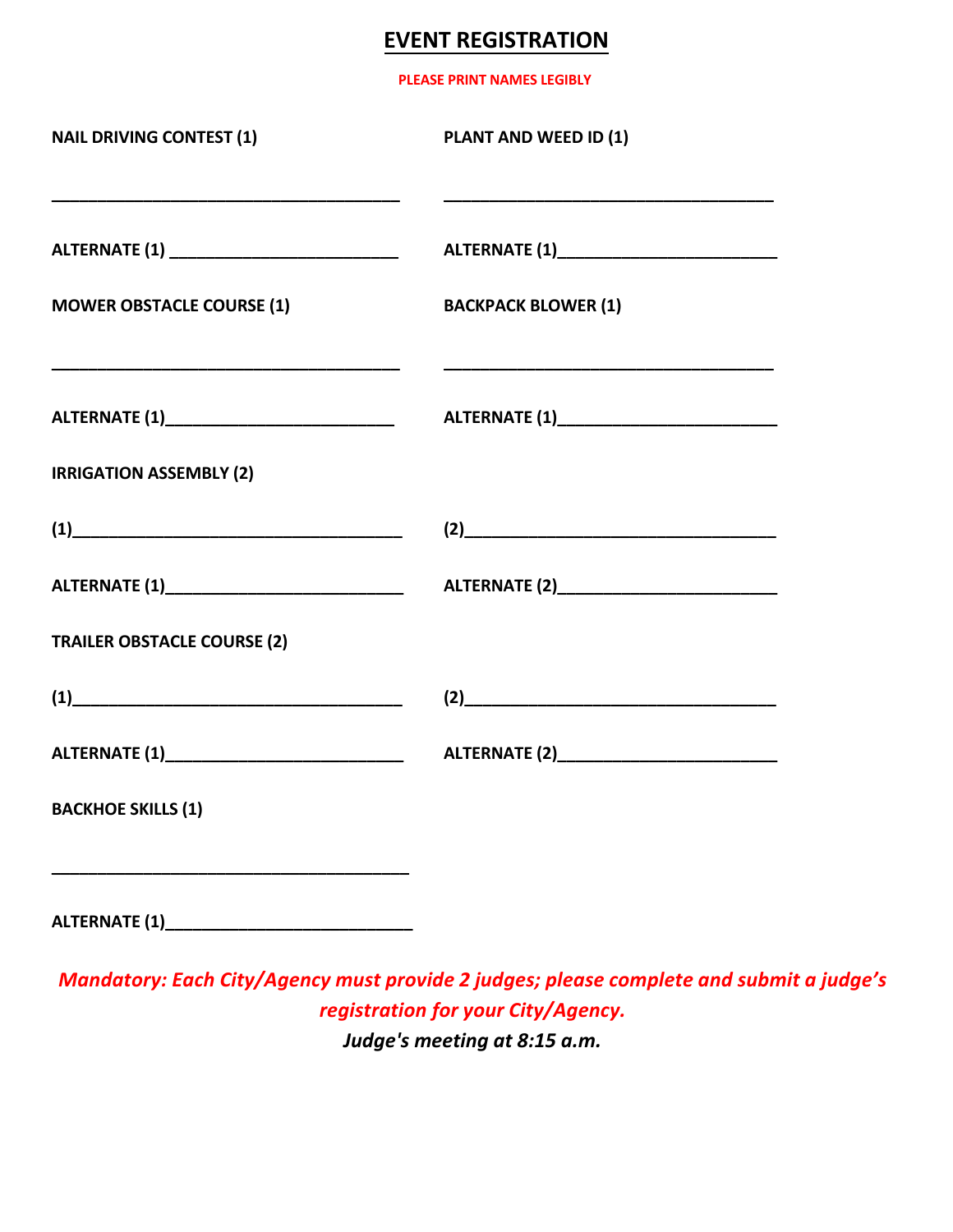# EVENT REGISTRATION

**PLEASE PRINT NAMES LEGIBLY**

**NAIL DRIVING CONTEST (1)**

______________________________________

**ALTERNATE (1)** ________________________

**PLANT AND WEED ID (1)**

______________________________________

**ALTERNATE (1)**________________________

**MOWER OBSTACLE COURSE (1)**

______________________________________

**ALTERNATE (1)**________________________

**BACKPACK BLOWER (1)**

______________________________________

**ALTERNATE (1)**________________________

**IRRIGATION ASSEMBLY (2)**

**(1)**__________________________________ **(2)**__________________________________

**ALTERNATE (1)**________________________ **ALTERNATE (2)**________________________

**TRAILER OBSTACLE COURSE (2)**

**(1)**__________________________________ **(2)**__________________________________

**ALTERNATE (1)**________________________ **ALTERNATE (2)**________________________

**BACKHOE SKILLS (1)**

______________________________________

**ALTERNATE (1)**________________________

***Mandatory: Each City/Agency must provide 2 judges; please complete and submit a judge's registration for your City/Agency.***

***Judge's meeting at 8:15 a.m.***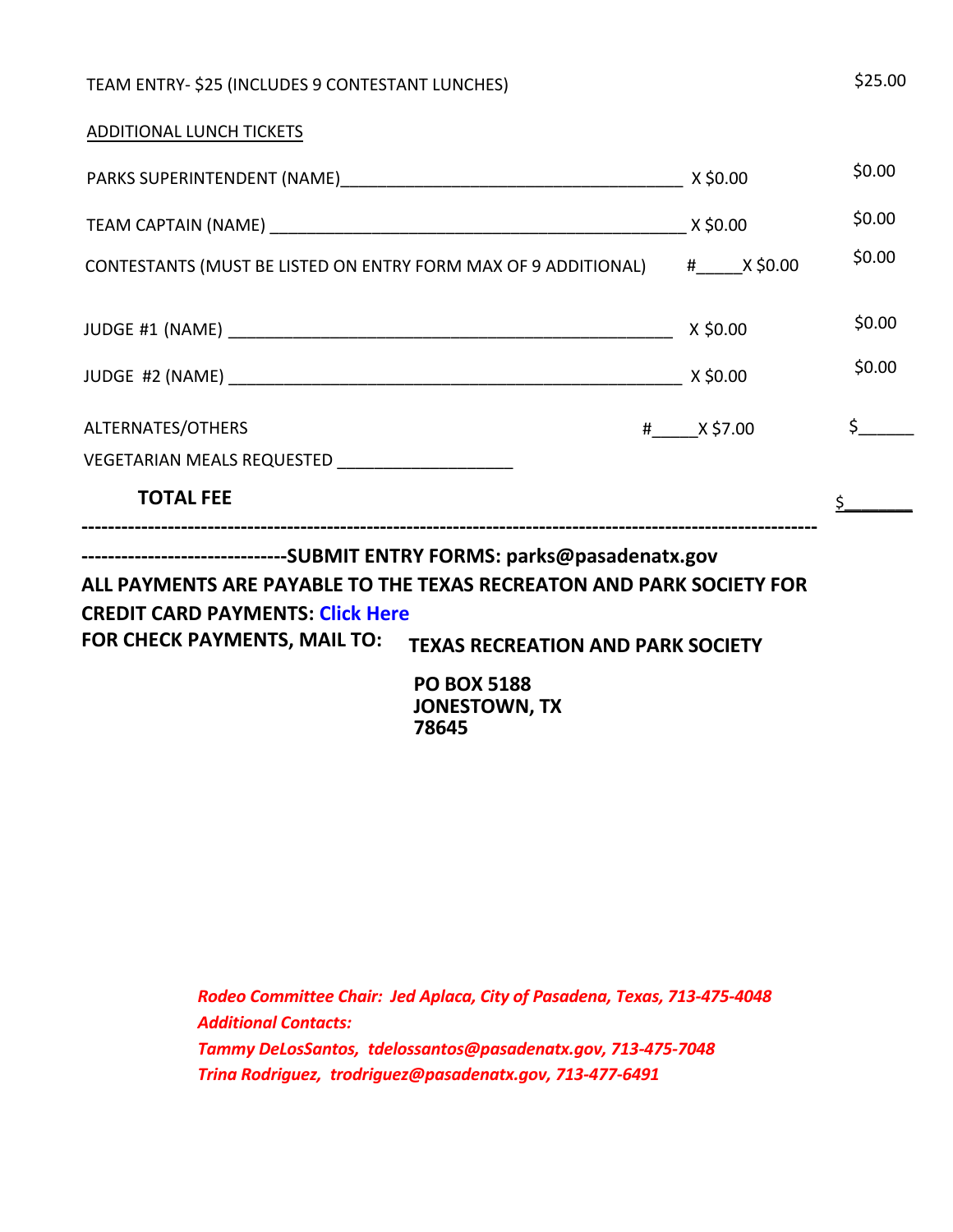TEAM ENTRY- $25 (INCLUDES 9 CONTESTANT LUNCHES) $25.00

ADDITIONAL LUNCH TICKETS

| | | |
|---|---|---|
| PARKS SUPERINTENDENT (NAME)_____________________________________ | X $0.00 | $0.00 |
| TEAM CAPTAIN (NAME) _____________________________________________ | X $0.00 | $0.00 |
| CONTESTANTS (MUST BE LISTED ON ENTRY FORM MAX OF 9 ADDITIONAL) | #_____X $0.00 | $0.00 |
| JUDGE #1 (NAME) _________________________________________________ | X $0.00 | $0.00 |
| JUDGE #2 (NAME) _________________________________________________ | X $0.00 | $0.00 |
| ALTERNATES/OTHERS | #_____X $7.00 | $______ |
| VEGETARIAN MEALS REQUESTED __________________ | | |
| **TOTAL FEE** | | $_______ |

------------------------------------------------------------------------------------------------------------

------------------------------**SUBMIT ENTRY FORMS: parks@pasadenatx.gov**

**ALL PAYMENTS ARE PAYABLE TO THE TEXAS RECREATON AND PARK SOCIETY FOR**

**CREDIT CARD PAYMENTS: Click Here**

**FOR CHECK PAYMENTS, MAIL TO: TEXAS RECREATION AND PARK SOCIETY**

**PO BOX 5188**
**JONESTOWN, TX**
**78645**

***Rodeo Committee Chair: Jed Aplaca, City of Pasadena, Texas, 713-475-4048***
***Additional Contacts:***
***Tammy DeLosSantos, tdelossantos@pasadenatx.gov, 713-475-7048***
***Trina Rodriguez, trodriguez@pasadenatx.gov, 713-477-6491***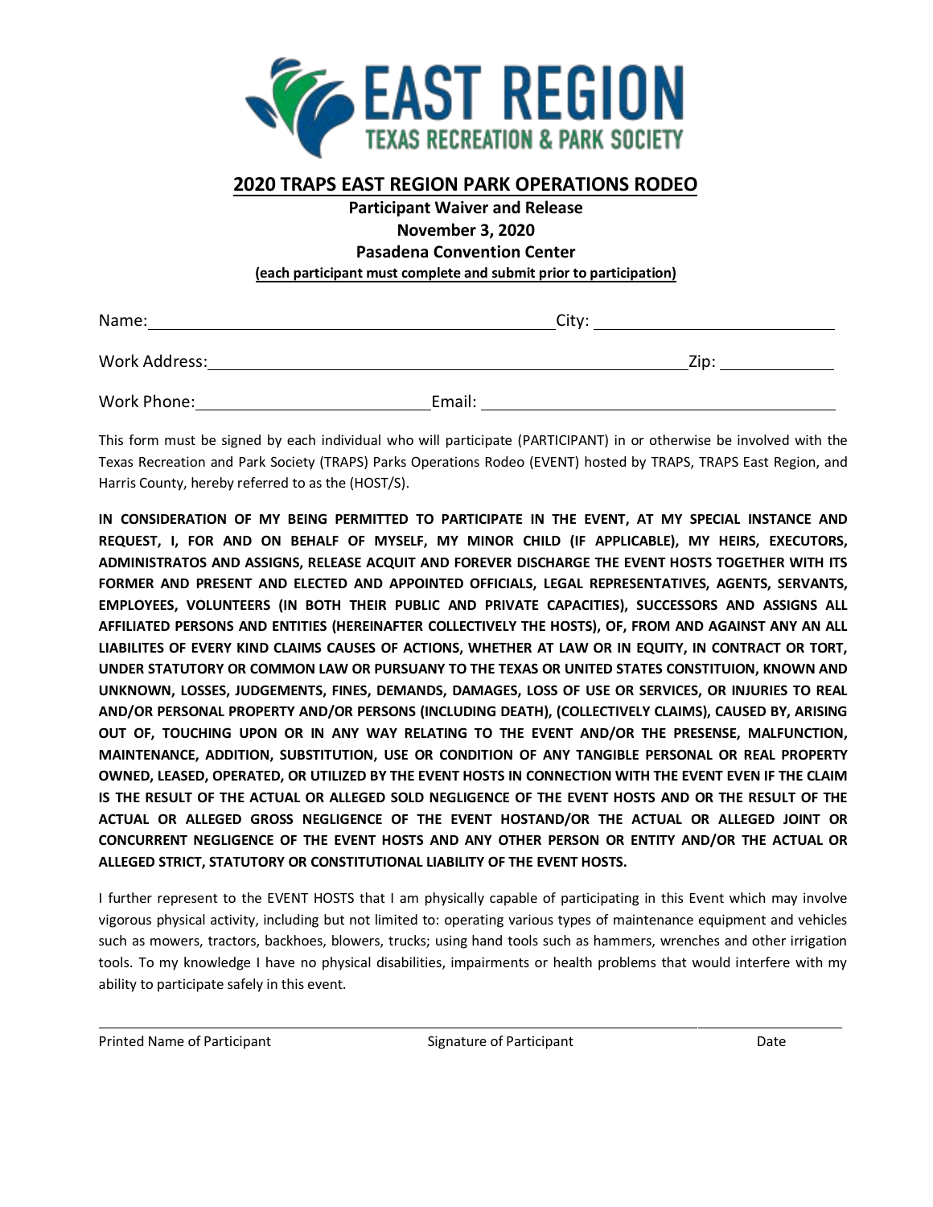EAST REGION
TEXAS RECREATION & PARK SOCIETY

## 2020 TRAPS EAST REGION PARK OPERATIONS RODEO

**Participant Waiver and Release**
**November 3, 2020**
**Pasadena Convention Center**
**(each participant must complete and submit prior to participation)**

Name:______________________________ City: ____________________

Work Address:____________________________________________ Zip: __________

Work Phone:____________________ Email: ______________________________

This form must be signed by each individual who will participate (PARTICIPANT) in or otherwise be involved with the Texas Recreation and Park Society (TRAPS) Parks Operations Rodeo (EVENT) hosted by TRAPS, TRAPS East Region, and Harris County, hereby referred to as the (HOST/S).

**IN CONSIDERATION OF MY BEING PERMITTED TO PARTICIPATE IN THE EVENT, AT MY SPECIAL INSTANCE AND REQUEST, I, FOR AND ON BEHALF OF MYSELF, MY MINOR CHILD (IF APPLICABLE), MY HEIRS, EXECUTORS, ADMINISTRATOS AND ASSIGNS, RELEASE ACQUIT AND FOREVER DISCHARGE THE EVENT HOSTS TOGETHER WITH ITS FORMER AND PRESENT AND ELECTED AND APPOINTED OFFICIALS, LEGAL REPRESENTATIVES, AGENTS, SERVANTS, EMPLOYEES, VOLUNTEERS (IN BOTH THEIR PUBLIC AND PRIVATE CAPACITIES), SUCCESSORS AND ASSIGNS ALL AFFILIATED PERSONS AND ENTITIES (HEREINAFTER COLLECTIVELY THE HOSTS), OF, FROM AND AGAINST ANY AN ALL LIABILITES OF EVERY KIND CLAIMS CAUSES OF ACTIONS, WHETHER AT LAW OR IN EQUITY, IN CONTRACT OR TORT, UNDER STATUTORY OR COMMON LAW OR PURSUANY TO THE TEXAS OR UNITED STATES CONSTITUION, KNOWN AND UNKNOWN, LOSSES, JUDGEMENTS, FINES, DEMANDS, DAMAGES, LOSS OF USE OR SERVICES, OR INJURIES TO REAL AND/OR PERSONAL PROPERTY AND/OR PERSONS (INCLUDING DEATH), (COLLECTIVELY CLAIMS), CAUSED BY, ARISING OUT OF, TOUCHING UPON OR IN ANY WAY RELATING TO THE EVENT AND/OR THE PRESENSE, MALFUNCTION, MAINTENANCE, ADDITION, SUBSTITUTION, USE OR CONDITION OF ANY TANGIBLE PERSONAL OR REAL PROPERTY OWNED, LEASED, OPERATED, OR UTILIZED BY THE EVENT HOSTS IN CONNECTION WITH THE EVENT EVEN IF THE CLAIM IS THE RESULT OF THE ACTUAL OR ALLEGED SOLD NEGLIGENCE OF THE EVENT HOSTS AND OR THE RESULT OF THE ACTUAL OR ALLEGED GROSS NEGLIGENCE OF THE EVENT HOSTAND/OR THE ACTUAL OR ALLEGED JOINT OR CONCURRENT NEGLIGENCE OF THE EVENT HOSTS AND ANY OTHER PERSON OR ENTITY AND/OR THE ACTUAL OR ALLEGED STRICT, STATUTORY OR CONSTITUTIONAL LIABILITY OF THE EVENT HOSTS.**

I further represent to the EVENT HOSTS that I am physically capable of participating in this Event which may involve vigorous physical activity, including but not limited to: operating various types of maintenance equipment and vehicles such as mowers, tractors, backhoes, blowers, trucks; using hand tools such as hammers, wrenches and other irrigation tools. To my knowledge I have no physical disabilities, impairments or health problems that would interfere with my ability to participate safely in this event.

______________________________________________________________________

Printed Name of Participant          Signature of Participant          Date